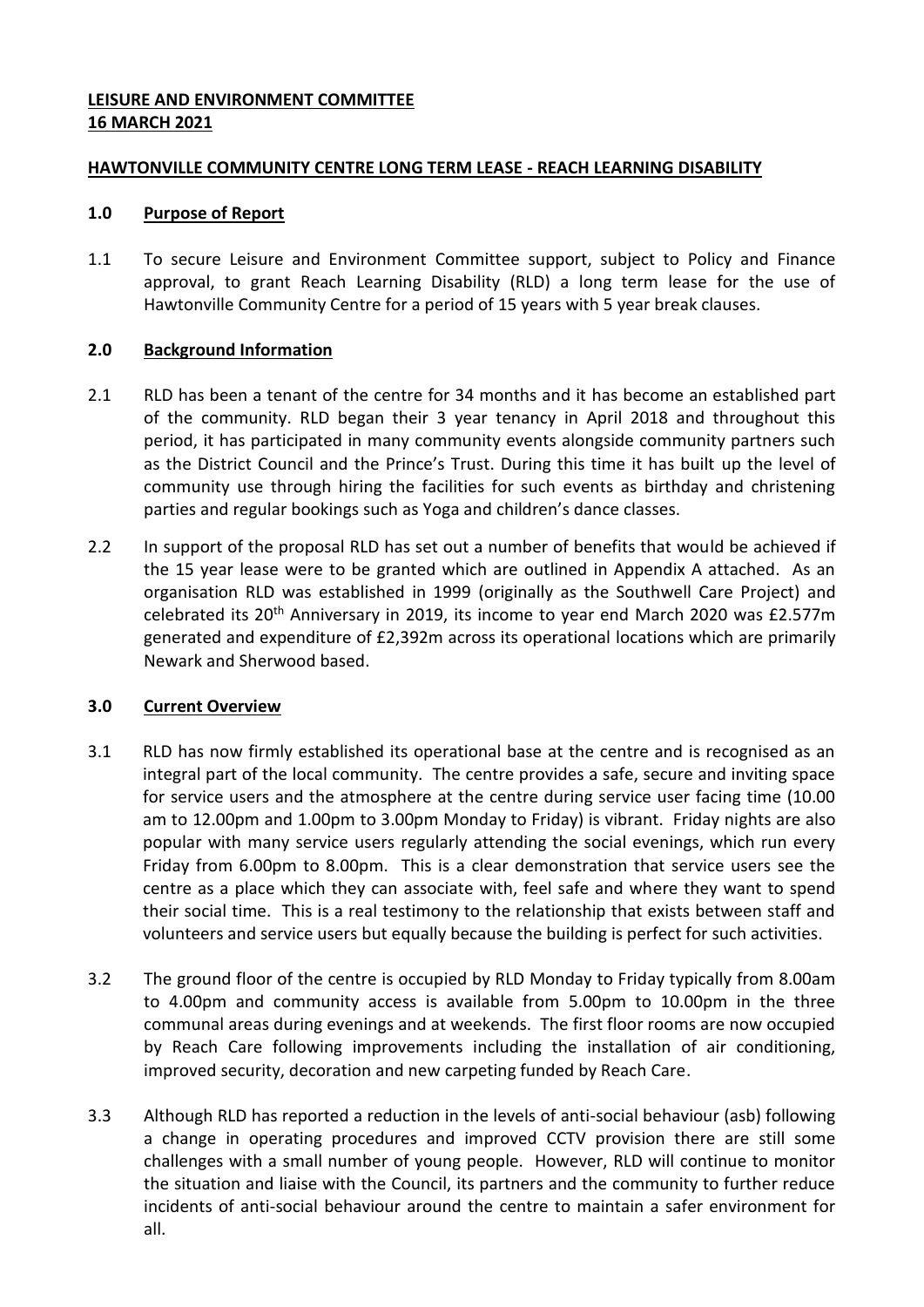**LEISURE AND ENVIRONMENT COMMITTEE**
**16 MARCH 2021**

**HAWTONVILLE COMMUNITY CENTRE LONG TERM LEASE - REACH LEARNING DISABILITY**

## 1.0 Purpose of Report

1.1 To secure Leisure and Environment Committee support, subject to Policy and Finance approval, to grant Reach Learning Disability (RLD) a long term lease for the use of Hawtonville Community Centre for a period of 15 years with 5 year break clauses.

## 2.0 Background Information

2.1 RLD has been a tenant of the centre for 34 months and it has become an established part of the community. RLD began their 3 year tenancy in April 2018 and throughout this period, it has participated in many community events alongside community partners such as the District Council and the Prince's Trust. During this time it has built up the level of community use through hiring the facilities for such events as birthday and christening parties and regular bookings such as Yoga and children's dance classes.

2.2 In support of the proposal RLD has set out a number of benefits that would be achieved if the 15 year lease were to be granted which are outlined in Appendix A attached. As an organisation RLD was established in 1999 (originally as the Southwell Care Project) and celebrated its 20th Anniversary in 2019, its income to year end March 2020 was £2.577m generated and expenditure of £2,392m across its operational locations which are primarily Newark and Sherwood based.

## 3.0 Current Overview

3.1 RLD has now firmly established its operational base at the centre and is recognised as an integral part of the local community. The centre provides a safe, secure and inviting space for service users and the atmosphere at the centre during service user facing time (10.00 am to 12.00pm and 1.00pm to 3.00pm Monday to Friday) is vibrant. Friday nights are also popular with many service users regularly attending the social evenings, which run every Friday from 6.00pm to 8.00pm. This is a clear demonstration that service users see the centre as a place which they can associate with, feel safe and where they want to spend their social time. This is a real testimony to the relationship that exists between staff and volunteers and service users but equally because the building is perfect for such activities.

3.2 The ground floor of the centre is occupied by RLD Monday to Friday typically from 8.00am to 4.00pm and community access is available from 5.00pm to 10.00pm in the three communal areas during evenings and at weekends. The first floor rooms are now occupied by Reach Care following improvements including the installation of air conditioning, improved security, decoration and new carpeting funded by Reach Care.

3.3 Although RLD has reported a reduction in the levels of anti-social behaviour (asb) following a change in operating procedures and improved CCTV provision there are still some challenges with a small number of young people. However, RLD will continue to monitor the situation and liaise with the Council, its partners and the community to further reduce incidents of anti-social behaviour around the centre to maintain a safer environment for all.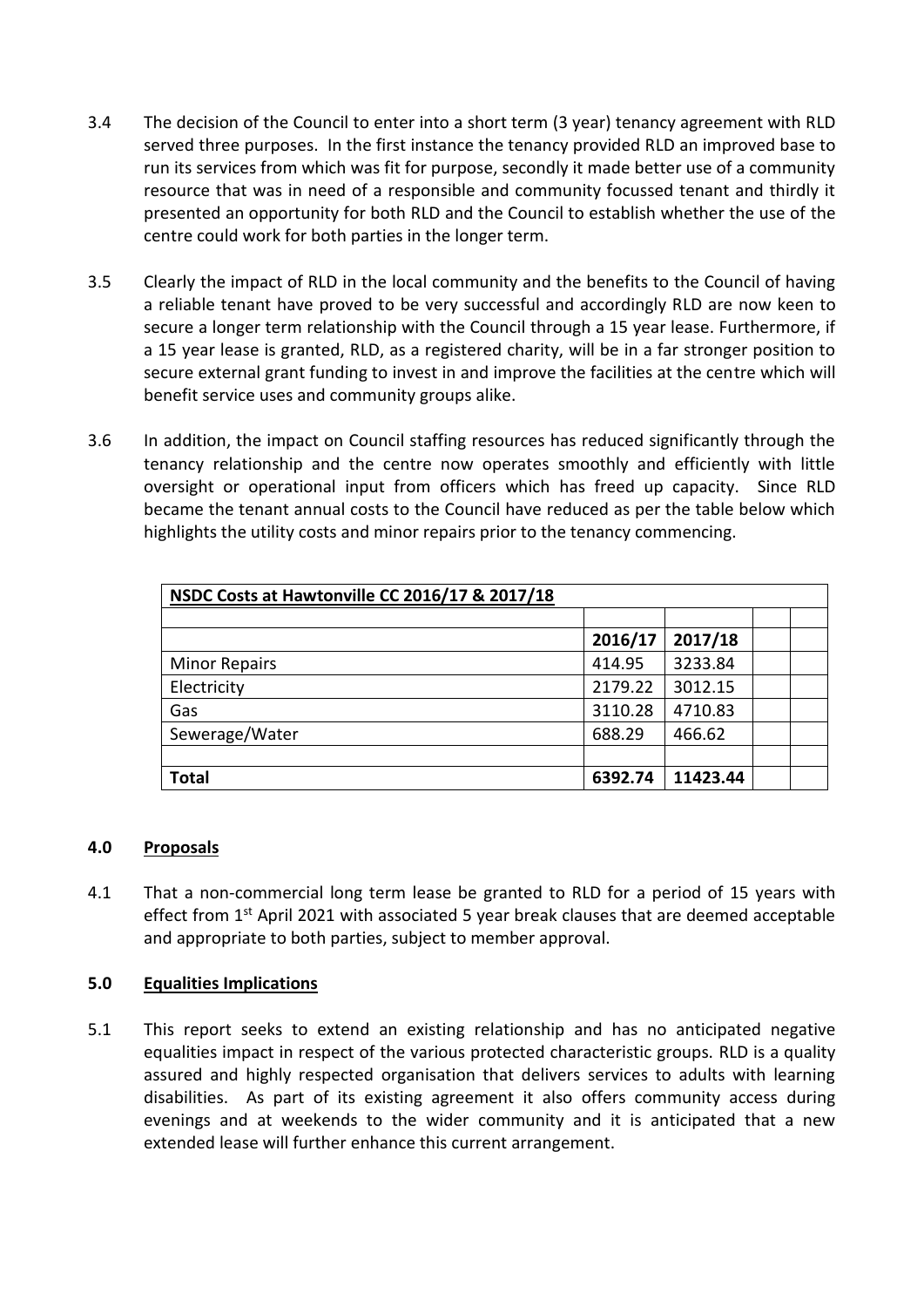3.4 The decision of the Council to enter into a short term (3 year) tenancy agreement with RLD served three purposes. In the first instance the tenancy provided RLD an improved base to run its services from which was fit for purpose, secondly it made better use of a community resource that was in need of a responsible and community focussed tenant and thirdly it presented an opportunity for both RLD and the Council to establish whether the use of the centre could work for both parties in the longer term.

3.5 Clearly the impact of RLD in the local community and the benefits to the Council of having a reliable tenant have proved to be very successful and accordingly RLD are now keen to secure a longer term relationship with the Council through a 15 year lease. Furthermore, if a 15 year lease is granted, RLD, as a registered charity, will be in a far stronger position to secure external grant funding to invest in and improve the facilities at the centre which will benefit service uses and community groups alike.

3.6 In addition, the impact on Council staffing resources has reduced significantly through the tenancy relationship and the centre now operates smoothly and efficiently with little oversight or operational input from officers which has freed up capacity. Since RLD became the tenant annual costs to the Council have reduced as per the table below which highlights the utility costs and minor repairs prior to the tenancy commencing.

| **NSDC Costs at Hawtonville CC 2016/17 & 2017/18** | | | | |
|---|---|---|---|---|
| | | | | |
| | **2016/17** | **2017/18** | | |
| Minor Repairs | 414.95 | 3233.84 | | |
| Electricity | 2179.22 | 3012.15 | | |
| Gas | 3110.28 | 4710.83 | | |
| Sewerage/Water | 688.29 | 466.62 | | |
| | | | | |
| **Total** | **6392.74** | **11423.44** | | |

## 4.0 Proposals

4.1 That a non-commercial long term lease be granted to RLD for a period of 15 years with effect from 1st April 2021 with associated 5 year break clauses that are deemed acceptable and appropriate to both parties, subject to member approval.

## 5.0 Equalities Implications

5.1 This report seeks to extend an existing relationship and has no anticipated negative equalities impact in respect of the various protected characteristic groups. RLD is a quality assured and highly respected organisation that delivers services to adults with learning disabilities. As part of its existing agreement it also offers community access during evenings and at weekends to the wider community and it is anticipated that a new extended lease will further enhance this current arrangement.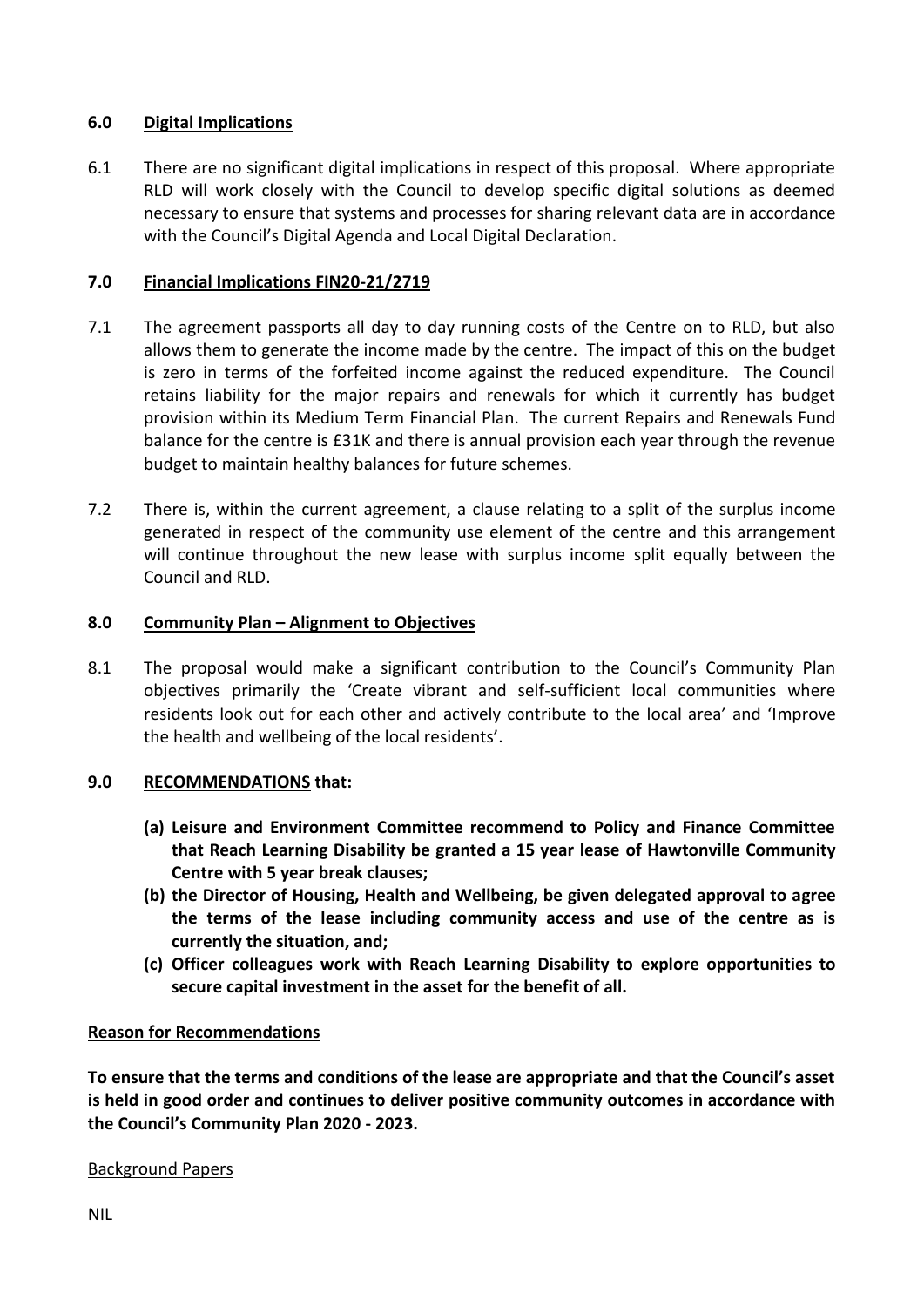## 6.0 Digital Implications

6.1 There are no significant digital implications in respect of this proposal. Where appropriate RLD will work closely with the Council to develop specific digital solutions as deemed necessary to ensure that systems and processes for sharing relevant data are in accordance with the Council's Digital Agenda and Local Digital Declaration.

## 7.0 Financial Implications FIN20-21/2719

7.1 The agreement passports all day to day running costs of the Centre on to RLD, but also allows them to generate the income made by the centre. The impact of this on the budget is zero in terms of the forfeited income against the reduced expenditure. The Council retains liability for the major repairs and renewals for which it currently has budget provision within its Medium Term Financial Plan. The current Repairs and Renewals Fund balance for the centre is £31K and there is annual provision each year through the revenue budget to maintain healthy balances for future schemes.

7.2 There is, within the current agreement, a clause relating to a split of the surplus income generated in respect of the community use element of the centre and this arrangement will continue throughout the new lease with surplus income split equally between the Council and RLD.

## 8.0 Community Plan – Alignment to Objectives

8.1 The proposal would make a significant contribution to the Council's Community Plan objectives primarily the 'Create vibrant and self-sufficient local communities where residents look out for each other and actively contribute to the local area' and 'Improve the health and wellbeing of the local residents'.

## 9.0 RECOMMENDATIONS that:

**(a) Leisure and Environment Committee recommend to Policy and Finance Committee that Reach Learning Disability be granted a 15 year lease of Hawtonville Community Centre with 5 year break clauses;**

**(b) the Director of Housing, Health and Wellbeing, be given delegated approval to agree the terms of the lease including community access and use of the centre as is currently the situation, and;**

**(c) Officer colleagues work with Reach Learning Disability to explore opportunities to secure capital investment in the asset for the benefit of all.**

**Reason for Recommendations**

**To ensure that the terms and conditions of the lease are appropriate and that the Council's asset is held in good order and continues to deliver positive community outcomes in accordance with the Council's Community Plan 2020 - 2023.**

Background Papers

NIL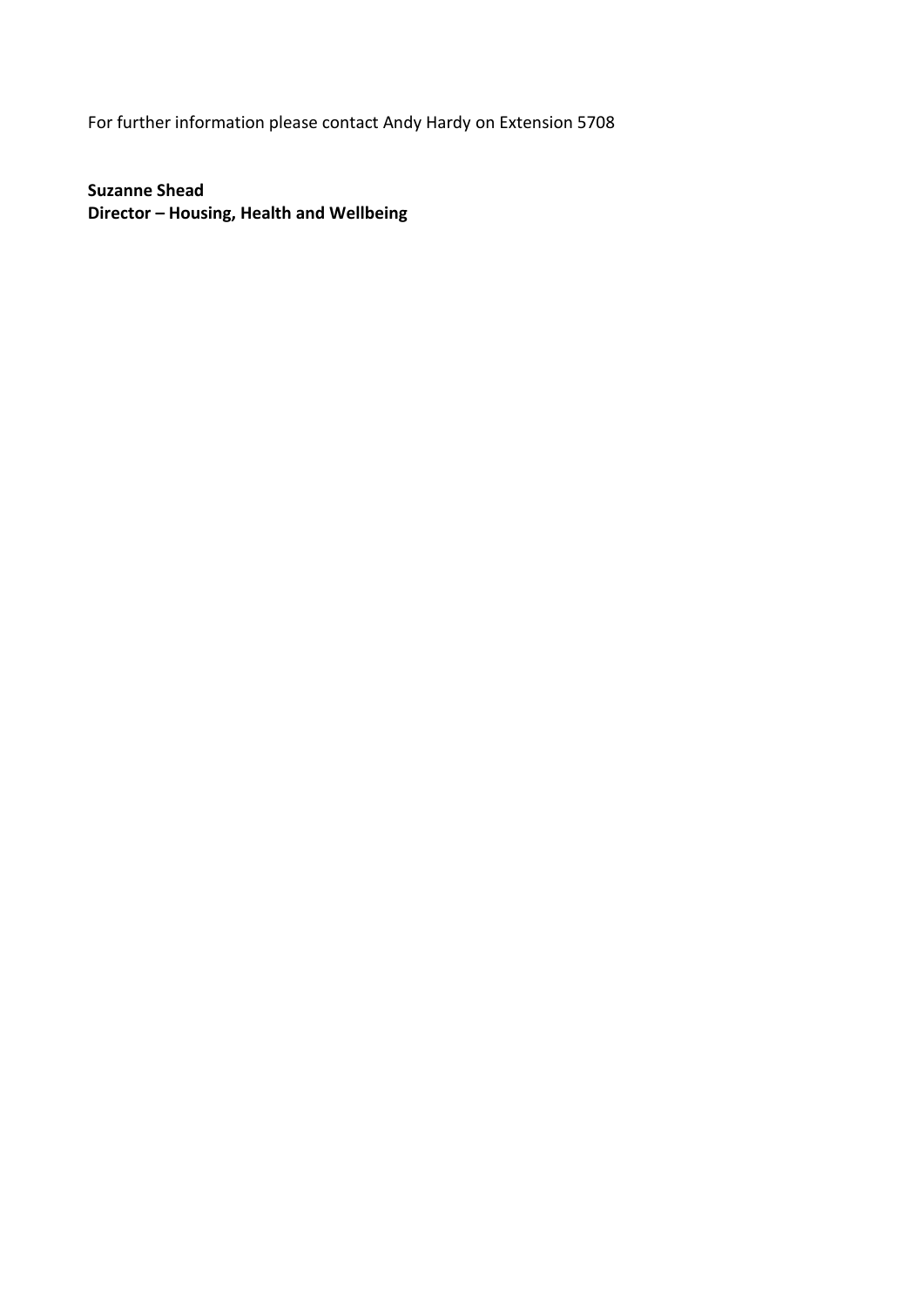For further information please contact Andy Hardy on Extension 5708

**Suzanne Shead**
**Director – Housing, Health and Wellbeing**